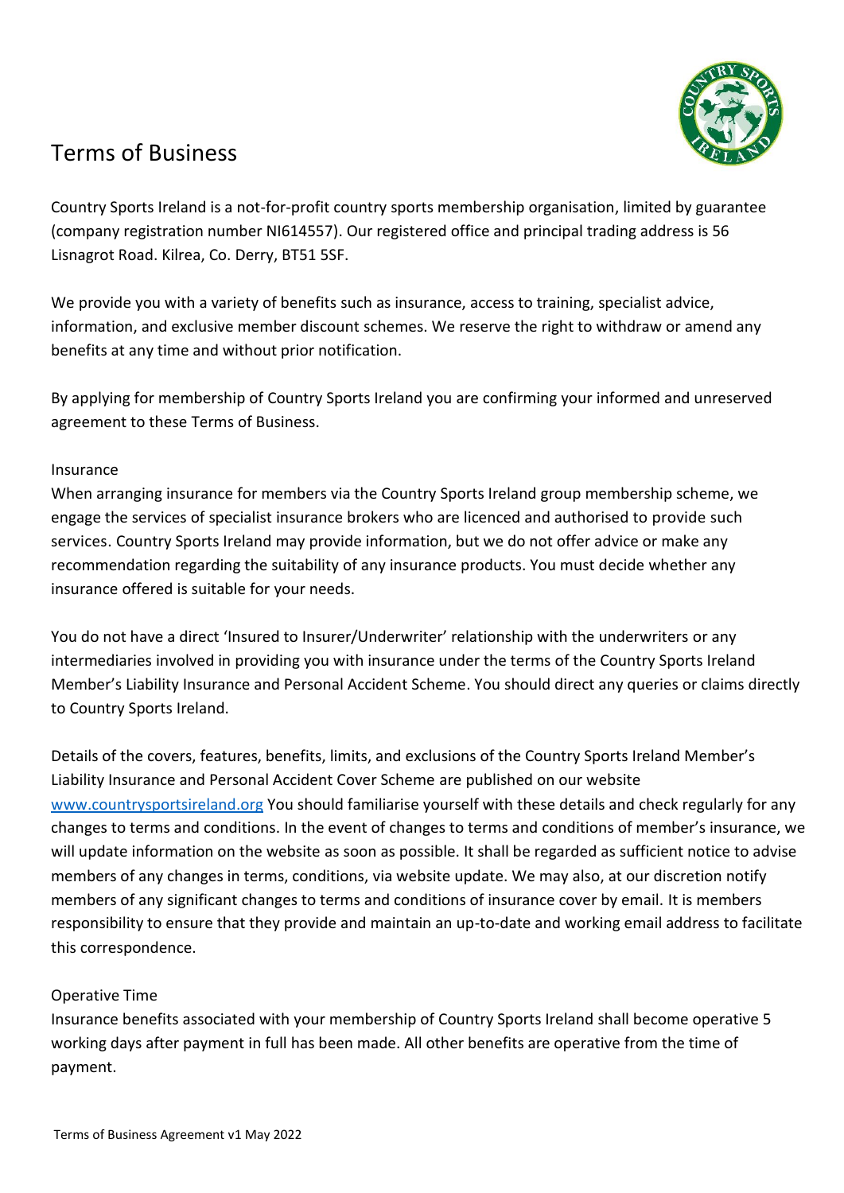# Terms of Business

Country Sports Ireland is a not-for-profit country sports membership organisation, limited by guarantee (company registration number NI614557). Our registered office and principal trading address is 56 Lisnagrot Road. Kilrea, Co. Derry, BT51 5SF.

We provide you with a variety of benefits such as insurance, access to training, specialist advice, information, and exclusive member discount schemes. We reserve the right to withdraw or amend any benefits at any time and without prior notification.

By applying for membership of Country Sports Ireland you are confirming your informed and unreserved agreement to these Terms of Business.

## Insurance

When arranging insurance for members via the Country Sports Ireland group membership scheme, we engage the services of specialist insurance brokers who are licenced and authorised to provide such services. Country Sports Ireland may provide information, but we do not offer advice or make any recommendation regarding the suitability of any insurance products. You must decide whether any insurance offered is suitable for your needs.

You do not have a direct 'Insured to Insurer/Underwriter' relationship with the underwriters or any intermediaries involved in providing you with insurance under the terms of the Country Sports Ireland Member's Liability Insurance and Personal Accident Scheme. You should direct any queries or claims directly to Country Sports Ireland.

Details of the covers, features, benefits, limits, and exclusions of the Country Sports Ireland Member's Liability Insurance and Personal Accident Cover Scheme are published on our website [www.countrysportsireland.org](http://www.countrysportsireland.org) You should familiarise yourself with these details and check regularly for any changes to terms and conditions. In the event of changes to terms and conditions of member's insurance, we will update information on the website as soon as possible. It shall be regarded as sufficient notice to advise members of any changes in terms, conditions, via website update. We may also, at our discretion notify members of any significant changes to terms and conditions of insurance cover by email. It is members responsibility to ensure that they provide and maintain an up-to-date and working email address to facilitate this correspondence.

## Operative Time

Insurance benefits associated with your membership of Country Sports Ireland shall become operative 5 working days after payment in full has been made. All other benefits are operative from the time of payment.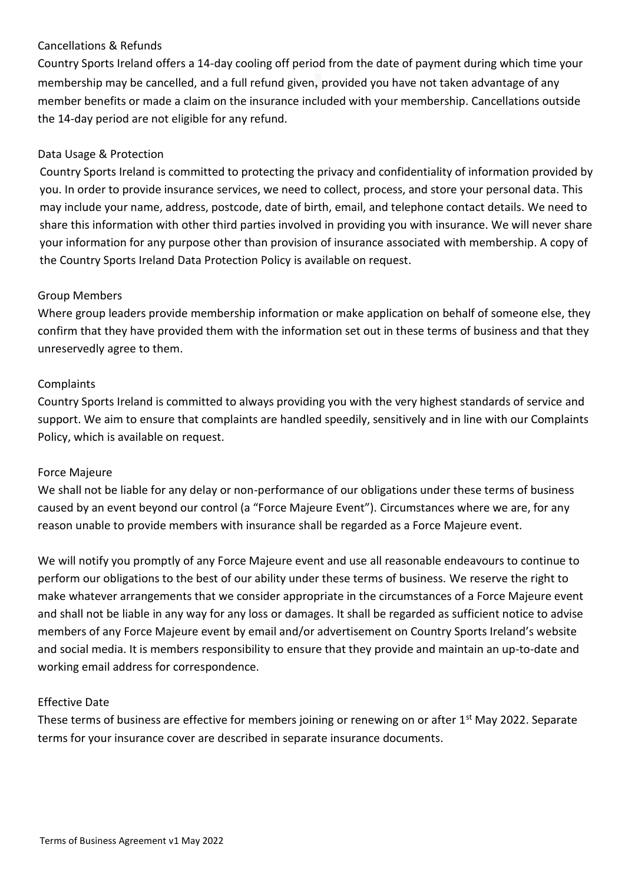## Cancellations & Refunds

Country Sports Ireland offers a 14-day cooling off period from the date of payment during which time your membership may be cancelled, and a full refund given, provided you have not taken advantage of any member benefits or made a claim on the insurance included with your membership. Cancellations outside the 14-day period are not eligible for any refund.

## Data Usage & Protection

Country Sports Ireland is committed to protecting the privacy and confidentiality of information provided by you. In order to provide insurance services, we need to collect, process, and store your personal data. This may include your name, address, postcode, date of birth, email, and telephone contact details. We need to share this information with other third parties involved in providing you with insurance. We will never share your information for any purpose other than provision of insurance associated with membership. A copy of the Country Sports Ireland Data Protection Policy is available on request.

## Group Members

Where group leaders provide membership information or make application on behalf of someone else, they confirm that they have provided them with the information set out in these terms of business and that they unreservedly agree to them.

## Complaints

Country Sports Ireland is committed to always providing you with the very highest standards of service and support. We aim to ensure that complaints are handled speedily, sensitively and in line with our Complaints Policy, which is available on request.

## Force Majeure

We shall not be liable for any delay or non-performance of our obligations under these terms of business caused by an event beyond our control (a "Force Majeure Event"). Circumstances where we are, for any reason unable to provide members with insurance shall be regarded as a Force Majeure event.

We will notify you promptly of any Force Majeure event and use all reasonable endeavours to continue to perform our obligations to the best of our ability under these terms of business. We reserve the right to make whatever arrangements that we consider appropriate in the circumstances of a Force Majeure event and shall not be liable in any way for any loss or damages. It shall be regarded as sufficient notice to advise members of any Force Majeure event by email and/or advertisement on Country Sports Ireland's website and social media. It is members responsibility to ensure that they provide and maintain an up-to-date and working email address for correspondence.

## Effective Date

These terms of business are effective for members joining or renewing on or after 1st May 2022. Separate terms for your insurance cover are described in separate insurance documents.

Terms of Business Agreement v1 May 2022